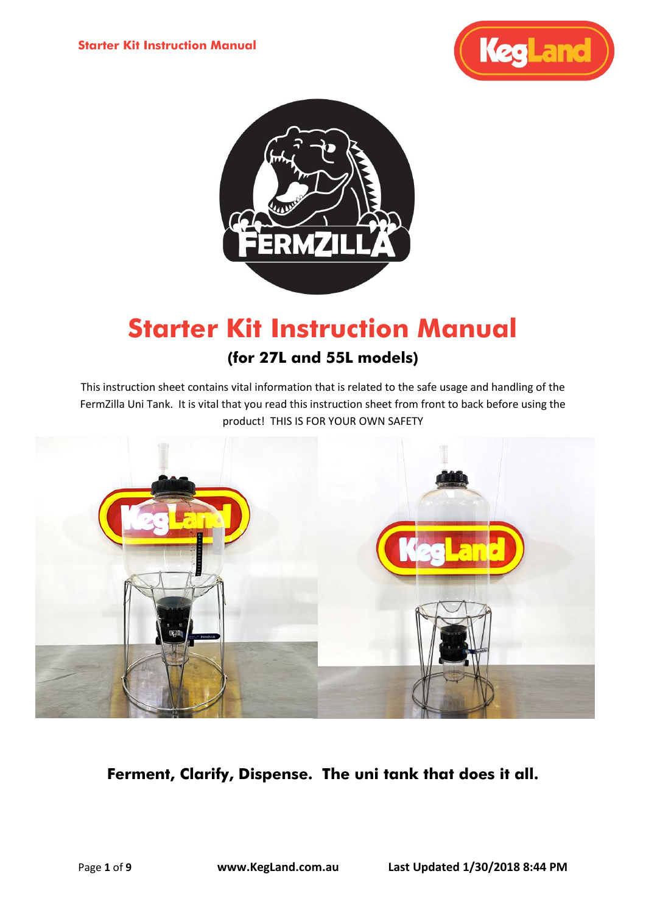# Starter Kit Instruction Manual

### (for 27L and 55L models)

This instruction sheet contains vital information that is related to the safe usage and handling of the FermZilla Uni Tank. It is vital that you read this instruction sheet from front to back before using the product! THIS IS FOR YOUR OWN SAFETY

**Ferment, Clarify, Dispense. The uni tank that does it all.**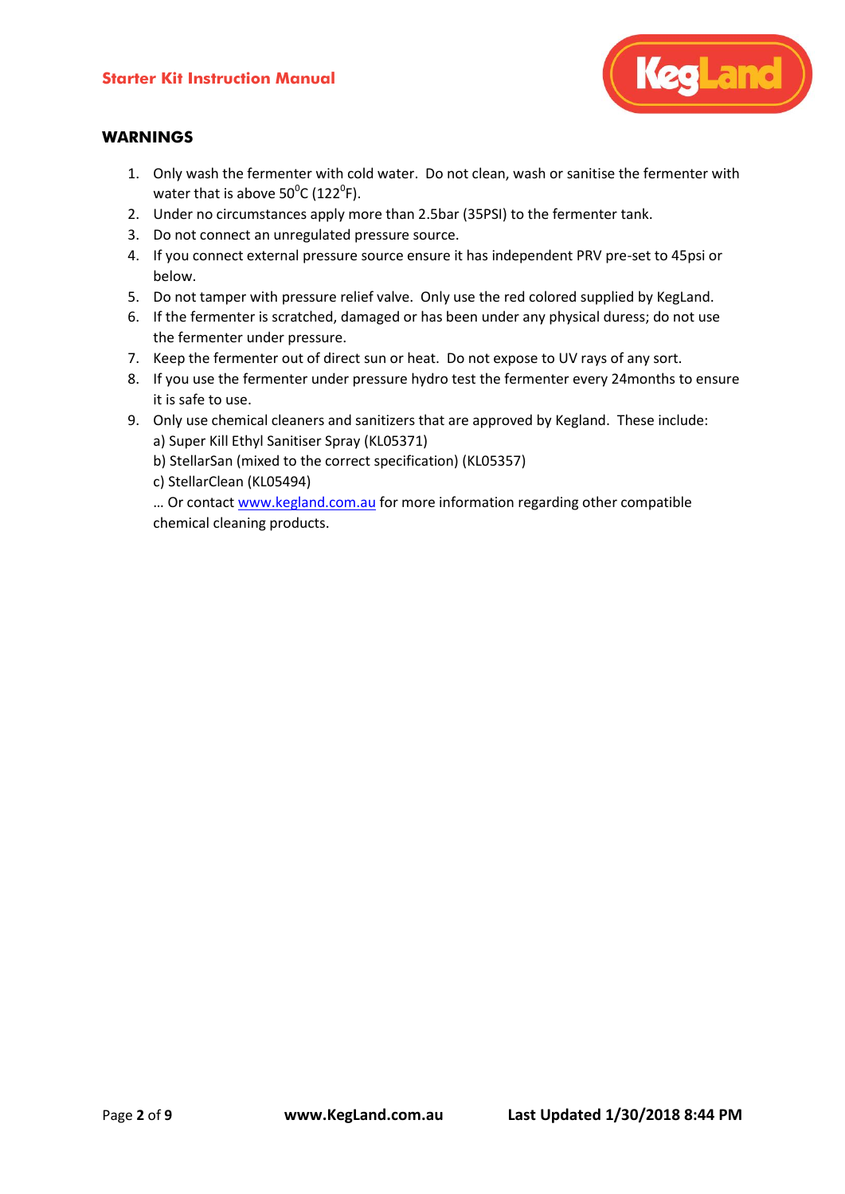## WARNINGS

1. Only wash the fermenter with cold water. Do not clean, wash or sanitise the fermenter with water that is above $50^0$C ($122^0$F).
2. Under no circumstances apply more than 2.5bar (35PSI) to the fermenter tank.
3. Do not connect an unregulated pressure source.
4. If you connect external pressure source ensure it has independent PRV pre-set to 45psi or below.
5. Do not tamper with pressure relief valve. Only use the red colored supplied by KegLand.
6. If the fermenter is scratched, damaged or has been under any physical duress; do not use the fermenter under pressure.
7. Keep the fermenter out of direct sun or heat. Do not expose to UV rays of any sort.
8. If you use the fermenter under pressure hydro test the fermenter every 24months to ensure it is safe to use.
9. Only use chemical cleaners and sanitizers that are approved by Kegland. These include:
   a) Super Kill Ethyl Sanitiser Spray (KL05371)
   b) StellarSan (mixed to the correct specification) (KL05357)
   c) StellarClean (KL05494)
   … Or contact www.kegland.com.au for more information regarding other compatible chemical cleaning products.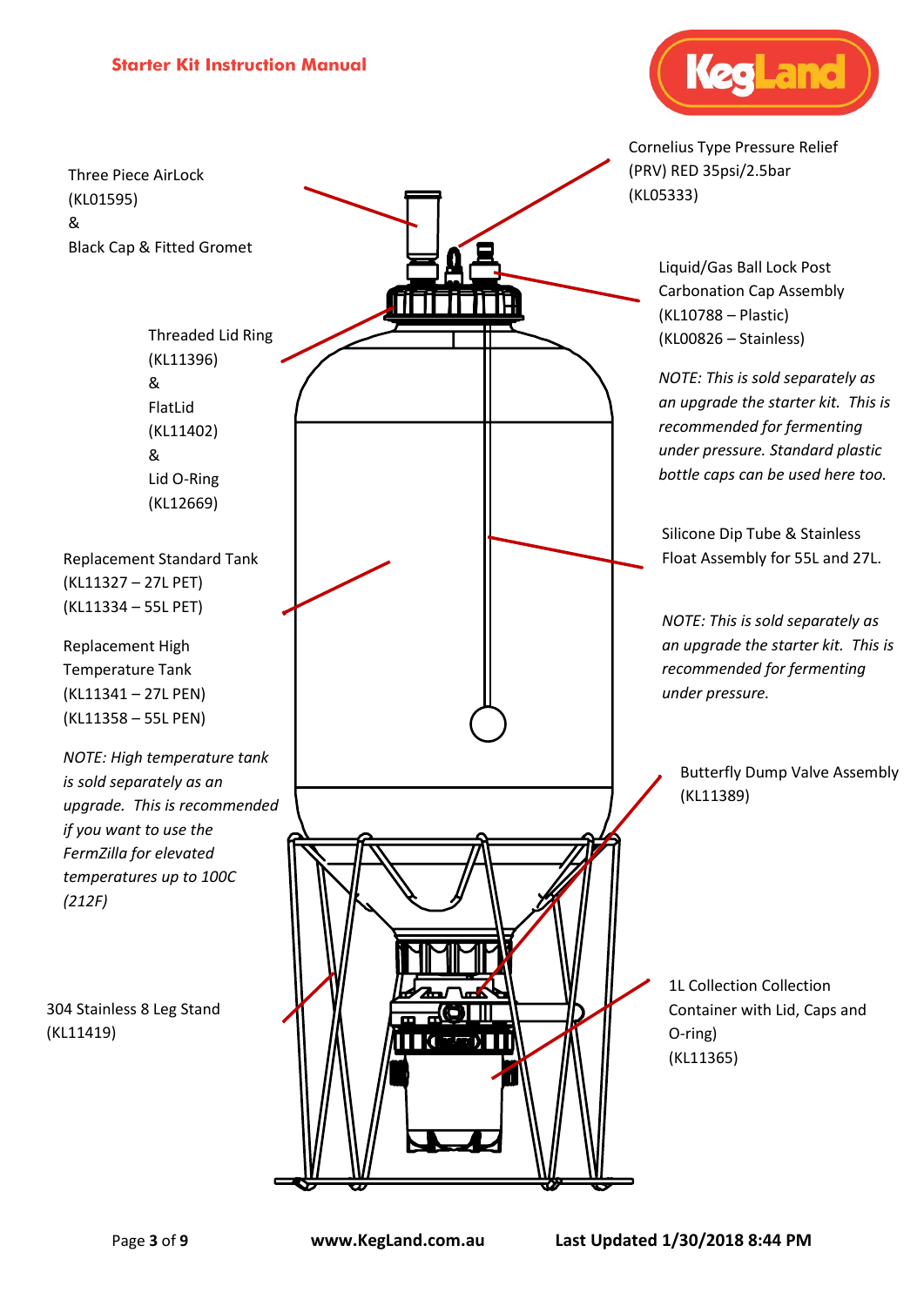Three Piece AirLock
(KL01595)
&
Black Cap & Fitted Gromet

Cornelius Type Pressure Relief (PRV) RED 35psi/2.5bar
(KL05333)

Liquid/Gas Ball Lock Post Carbonation Cap Assembly
(KL10788 – Plastic)
(KL00826 – Stainless)

*NOTE: This is sold separately as an upgrade the starter kit. This is recommended for fermenting under pressure. Standard plastic bottle caps can be used here too.*

Threaded Lid Ring
(KL11396)
&
FlatLid
(KL11402)
&
Lid O-Ring
(KL12669)

Silicone Dip Tube & Stainless Float Assembly for 55L and 27L.

*NOTE: This is sold separately as an upgrade the starter kit. This is recommended for fermenting under pressure.*

Replacement Standard Tank
(KL11327 – 27L PET)
(KL11334 – 55L PET)

Replacement High Temperature Tank
(KL11341 – 27L PEN)
(KL11358 – 55L PEN)

*NOTE: High temperature tank is sold separately as an upgrade. This is recommended if you want to use the FermZilla for elevated temperatures up to 100C (212F)*

Butterfly Dump Valve Assembly
(KL11389)

304 Stainless 8 Leg Stand
(KL11419)

1L Collection Collection Container with Lid, Caps and O-ring)
(KL11365)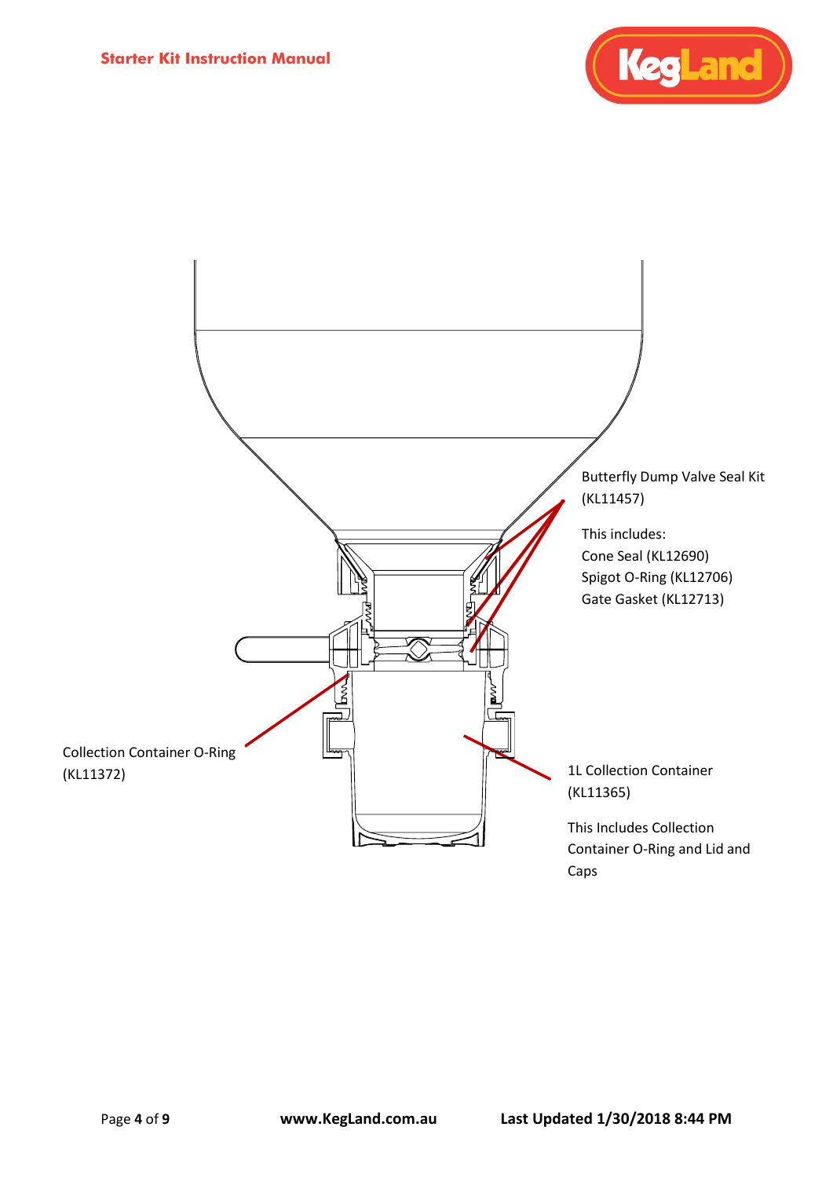Butterfly Dump Valve Seal Kit (KL11457)

This includes:
Cone Seal (KL12690)
Spigot O-Ring (KL12706)
Gate Gasket (KL12713)

Collection Container O-Ring (KL11372)

1L Collection Container (KL11365)

This Includes Collection Container O-Ring and Lid and Caps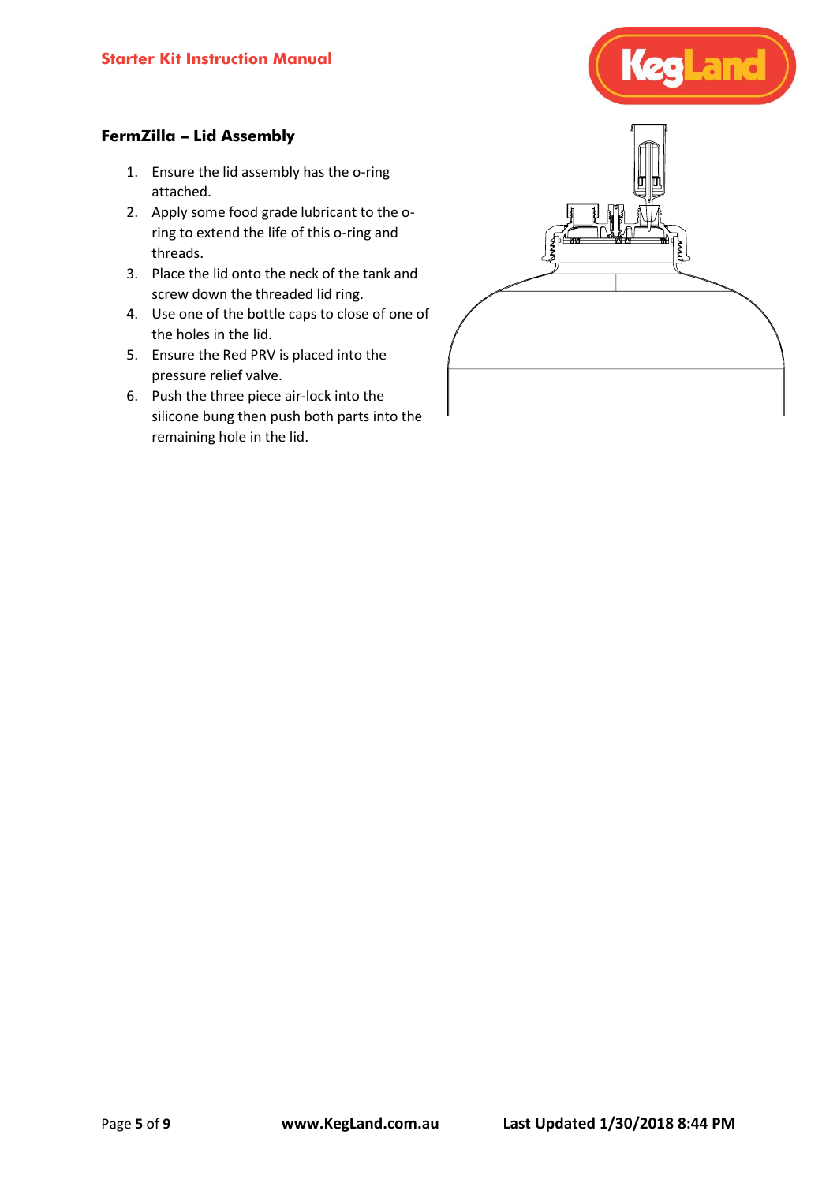### FermZilla – Lid Assembly

1. Ensure the lid assembly has the o-ring attached.
2. Apply some food grade lubricant to the o-ring to extend the life of this o-ring and threads.
3. Place the lid onto the neck of the tank and screw down the threaded lid ring.
4. Use one of the bottle caps to close of one of the holes in the lid.
5. Ensure the Red PRV is placed into the pressure relief valve.
6. Push the three piece air-lock into the silicone bung then push both parts into the remaining hole in the lid.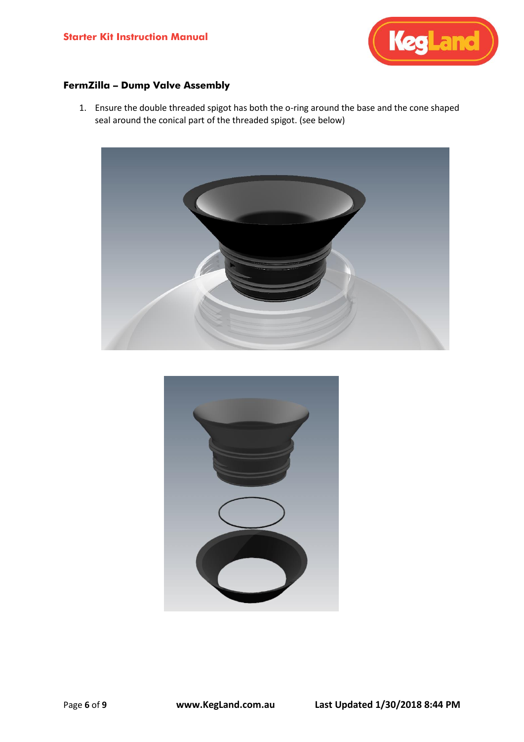### FermZilla – Dump Valve Assembly

1. Ensure the double threaded spigot has both the o-ring around the base and the cone shaped seal around the conical part of the threaded spigot. (see below)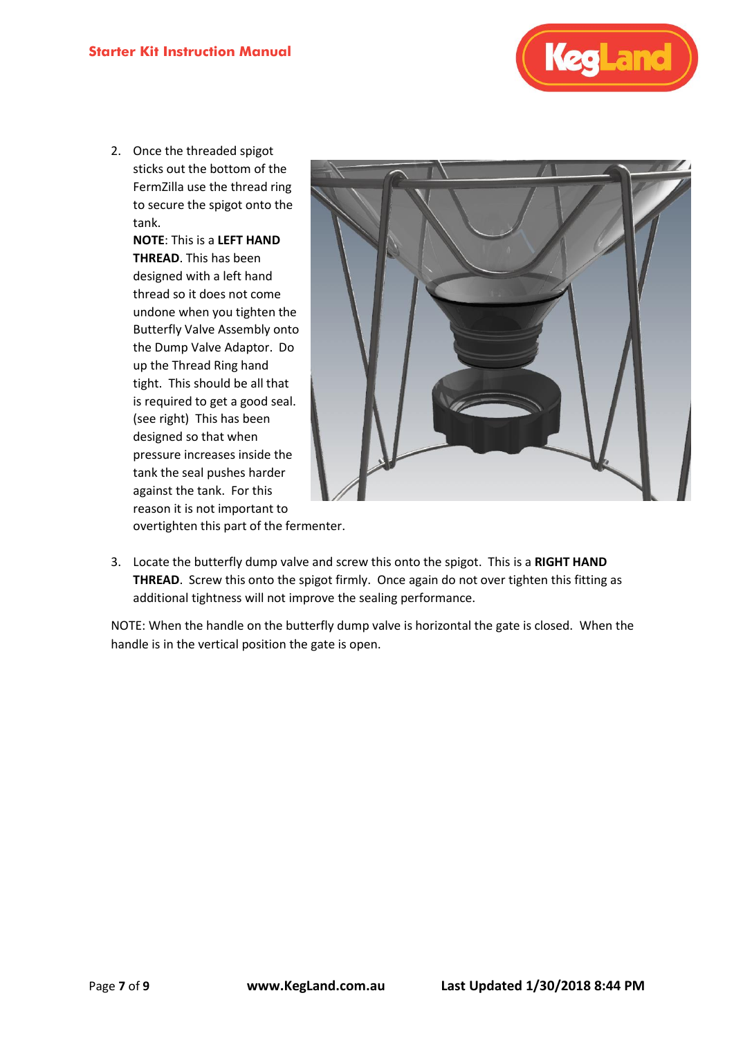2. Once the threaded spigot sticks out the bottom of the FermZilla use the thread ring to secure the spigot onto the tank.
   **NOTE**: This is a **LEFT HAND THREAD**. This has been designed with a left hand thread so it does not come undone when you tighten the Butterfly Valve Assembly onto the Dump Valve Adaptor. Do up the Thread Ring hand tight. This should be all that is required to get a good seal. (see right) This has been designed so that when pressure increases inside the tank the seal pushes harder against the tank. For this reason it is not important to overtighten this part of the fermenter.

3. Locate the butterfly dump valve and screw this onto the spigot. This is a **RIGHT HAND THREAD**. Screw this onto the spigot firmly. Once again do not over tighten this fitting as additional tightness will not improve the sealing performance.

NOTE: When the handle on the butterfly dump valve is horizontal the gate is closed. When the handle is in the vertical position the gate is open.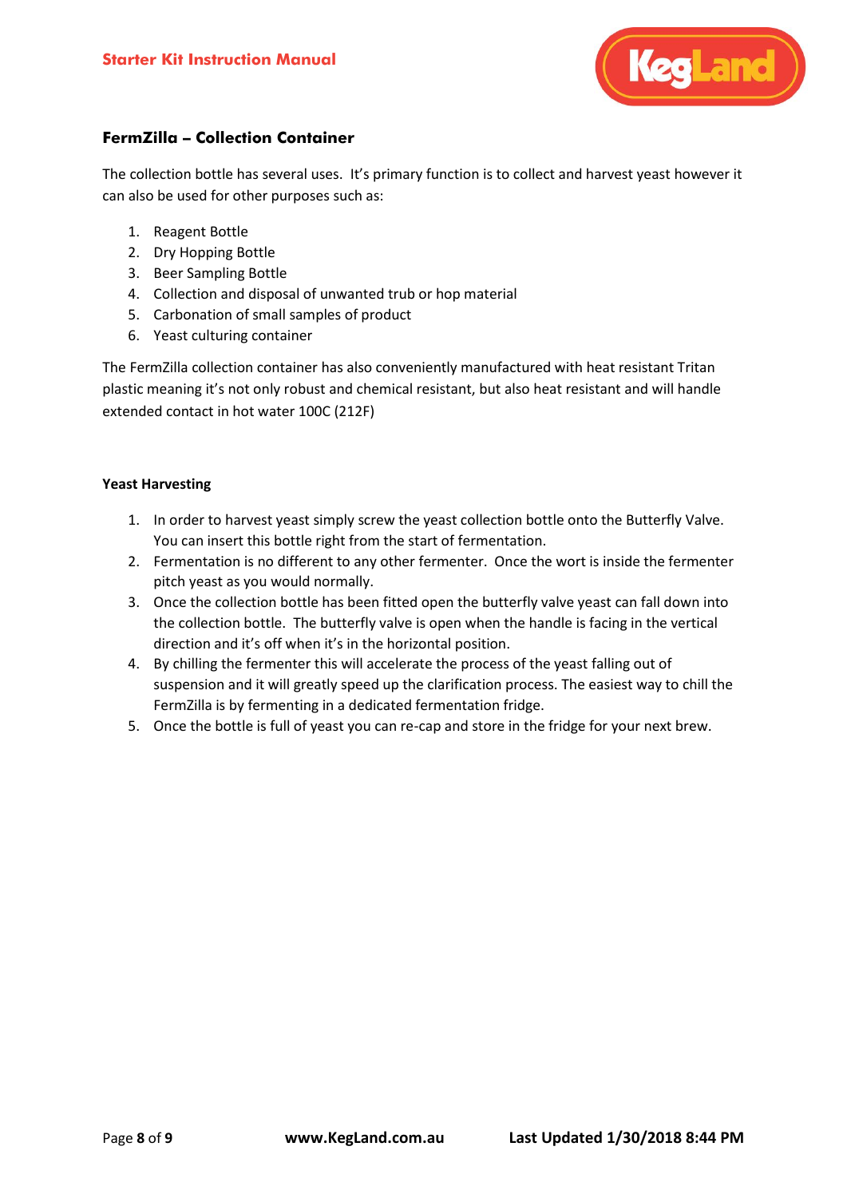## FermZilla – Collection Container

The collection bottle has several uses. It's primary function is to collect and harvest yeast however it can also be used for other purposes such as:

1. Reagent Bottle
2. Dry Hopping Bottle
3. Beer Sampling Bottle
4. Collection and disposal of unwanted trub or hop material
5. Carbonation of small samples of product
6. Yeast culturing container

The FermZilla collection container has also conveniently manufactured with heat resistant Tritan plastic meaning it's not only robust and chemical resistant, but also heat resistant and will handle extended contact in hot water 100C (212F)

### Yeast Harvesting

1. In order to harvest yeast simply screw the yeast collection bottle onto the Butterfly Valve. You can insert this bottle right from the start of fermentation.
2. Fermentation is no different to any other fermenter. Once the wort is inside the fermenter pitch yeast as you would normally.
3. Once the collection bottle has been fitted open the butterfly valve yeast can fall down into the collection bottle. The butterfly valve is open when the handle is facing in the vertical direction and it's off when it's in the horizontal position.
4. By chilling the fermenter this will accelerate the process of the yeast falling out of suspension and it will greatly speed up the clarification process. The easiest way to chill the FermZilla is by fermenting in a dedicated fermentation fridge.
5. Once the bottle is full of yeast you can re-cap and store in the fridge for your next brew.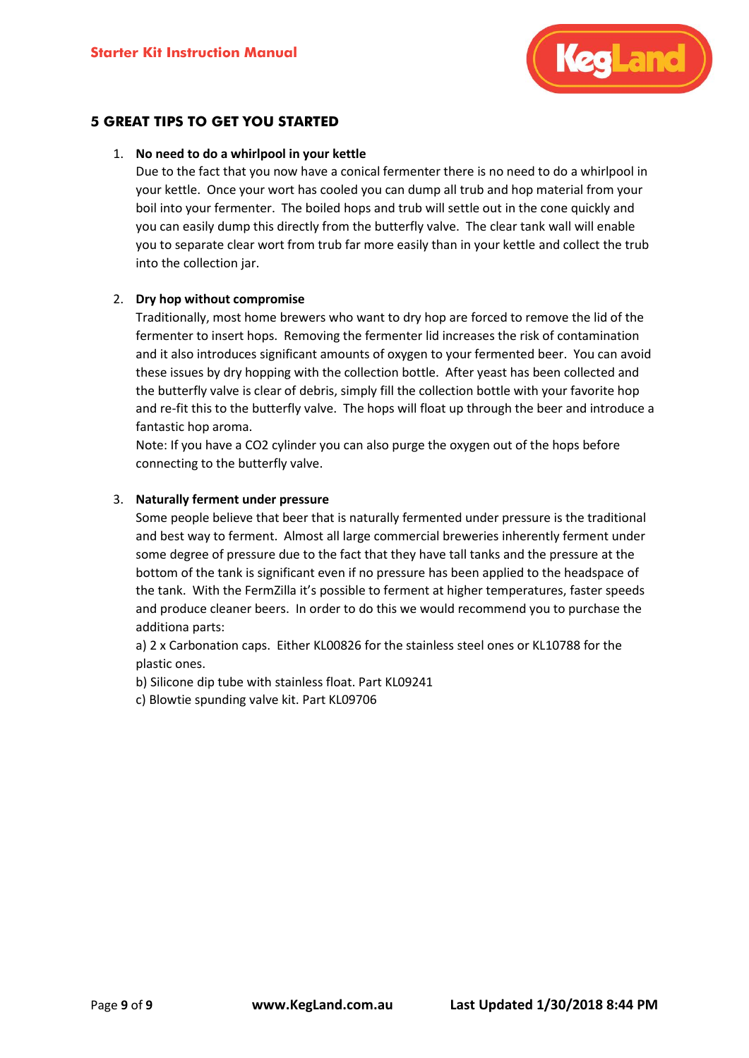## 5 GREAT TIPS TO GET YOU STARTED

1. **No need to do a whirlpool in your kettle**
   Due to the fact that you now have a conical fermenter there is no need to do a whirlpool in your kettle. Once your wort has cooled you can dump all trub and hop material from your boil into your fermenter. The boiled hops and trub will settle out in the cone quickly and you can easily dump this directly from the butterfly valve. The clear tank wall will enable you to separate clear wort from trub far more easily than in your kettle and collect the trub into the collection jar.

2. **Dry hop without compromise**
   Traditionally, most home brewers who want to dry hop are forced to remove the lid of the fermenter to insert hops. Removing the fermenter lid increases the risk of contamination and it also introduces significant amounts of oxygen to your fermented beer. You can avoid these issues by dry hopping with the collection bottle. After yeast has been collected and the butterfly valve is clear of debris, simply fill the collection bottle with your favorite hop and re-fit this to the butterfly valve. The hops will float up through the beer and introduce a fantastic hop aroma.
   Note: If you have a CO2 cylinder you can also purge the oxygen out of the hops before connecting to the butterfly valve.

3. **Naturally ferment under pressure**
   Some people believe that beer that is naturally fermented under pressure is the traditional and best way to ferment. Almost all large commercial breweries inherently ferment under some degree of pressure due to the fact that they have tall tanks and the pressure at the bottom of the tank is significant even if no pressure has been applied to the headspace of the tank. With the FermZilla it's possible to ferment at higher temperatures, faster speeds and produce cleaner beers. In order to do this we would recommend you to purchase the additiona parts:
   a) 2 x Carbonation caps. Either KL00826 for the stainless steel ones or KL10788 for the plastic ones.
   b) Silicone dip tube with stainless float. Part KL09241
   c) Blowtie spunding valve kit. Part KL09706